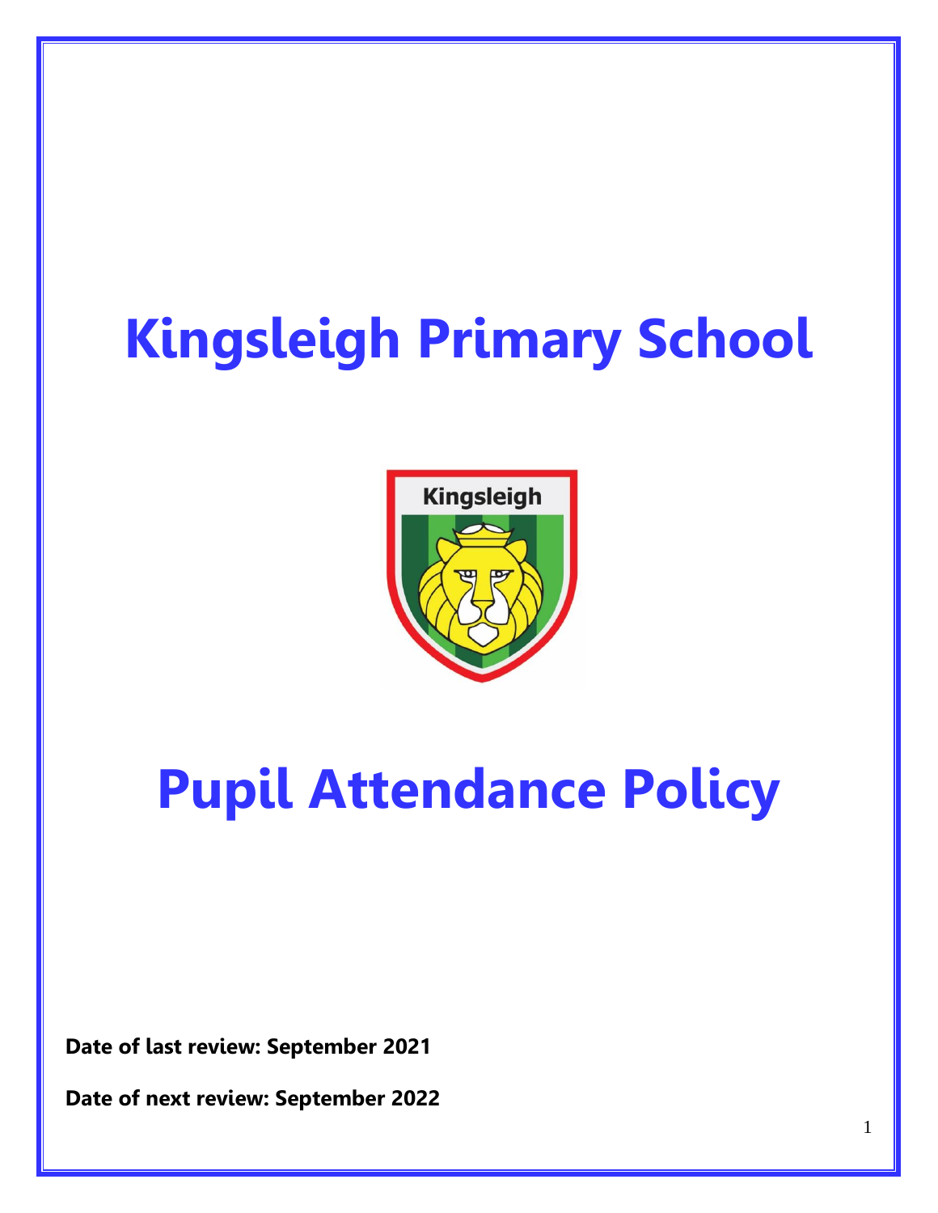# Kingsleigh Primary School

# Pupil Attendance Policy

**Date of last review: September 2021**

**Date of next review: September 2022**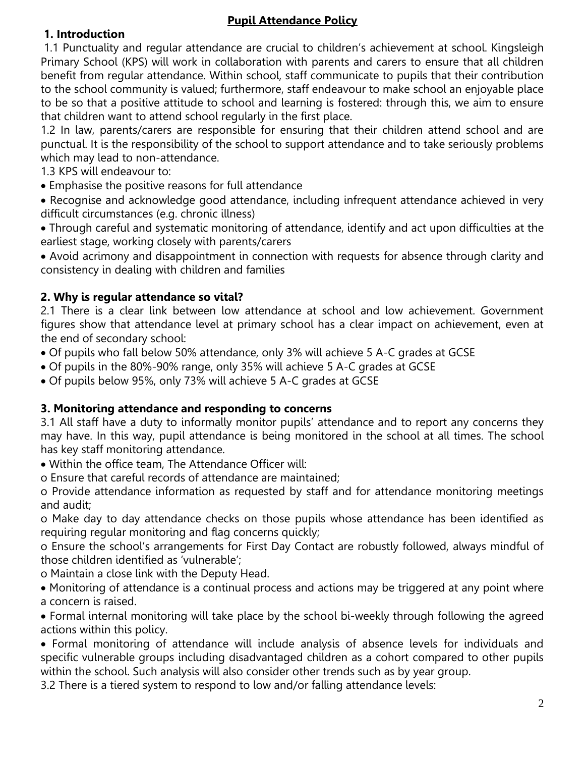**Pupil Attendance Policy**

## 1. Introduction

1.1 Punctuality and regular attendance are crucial to children's achievement at school. Kingsleigh Primary School (KPS) will work in collaboration with parents and carers to ensure that all children benefit from regular attendance. Within school, staff communicate to pupils that their contribution to the school community is valued; furthermore, staff endeavour to make school an enjoyable place to be so that a positive attitude to school and learning is fostered: through this, we aim to ensure that children want to attend school regularly in the first place.

1.2 In law, parents/carers are responsible for ensuring that their children attend school and are punctual. It is the responsibility of the school to support attendance and to take seriously problems which may lead to non-attendance.

1.3 KPS will endeavour to:

- Emphasise the positive reasons for full attendance
- Recognise and acknowledge good attendance, including infrequent attendance achieved in very difficult circumstances (e.g. chronic illness)
- Through careful and systematic monitoring of attendance, identify and act upon difficulties at the earliest stage, working closely with parents/carers
- Avoid acrimony and disappointment in connection with requests for absence through clarity and consistency in dealing with children and families

## 2. Why is regular attendance so vital?

2.1 There is a clear link between low attendance at school and low achievement. Government figures show that attendance level at primary school has a clear impact on achievement, even at the end of secondary school:

- Of pupils who fall below 50% attendance, only 3% will achieve 5 A-C grades at GCSE
- Of pupils in the 80%-90% range, only 35% will achieve 5 A-C grades at GCSE
- Of pupils below 95%, only 73% will achieve 5 A-C grades at GCSE

## 3. Monitoring attendance and responding to concerns

3.1 All staff have a duty to informally monitor pupils' attendance and to report any concerns they may have. In this way, pupil attendance is being monitored in the school at all times. The school has key staff monitoring attendance.

- Within the office team, The Attendance Officer will:
  - o Ensure that careful records of attendance are maintained;
  - o Provide attendance information as requested by staff and for attendance monitoring meetings and audit;
  - o Make day to day attendance checks on those pupils whose attendance has been identified as requiring regular monitoring and flag concerns quickly;
  - o Ensure the school's arrangements for First Day Contact are robustly followed, always mindful of those children identified as 'vulnerable';
  - o Maintain a close link with the Deputy Head.
- Monitoring of attendance is a continual process and actions may be triggered at any point where a concern is raised.
- Formal internal monitoring will take place by the school bi-weekly through following the agreed actions within this policy.
- Formal monitoring of attendance will include analysis of absence levels for individuals and specific vulnerable groups including disadvantaged children as a cohort compared to other pupils within the school. Such analysis will also consider other trends such as by year group.

3.2 There is a tiered system to respond to low and/or falling attendance levels: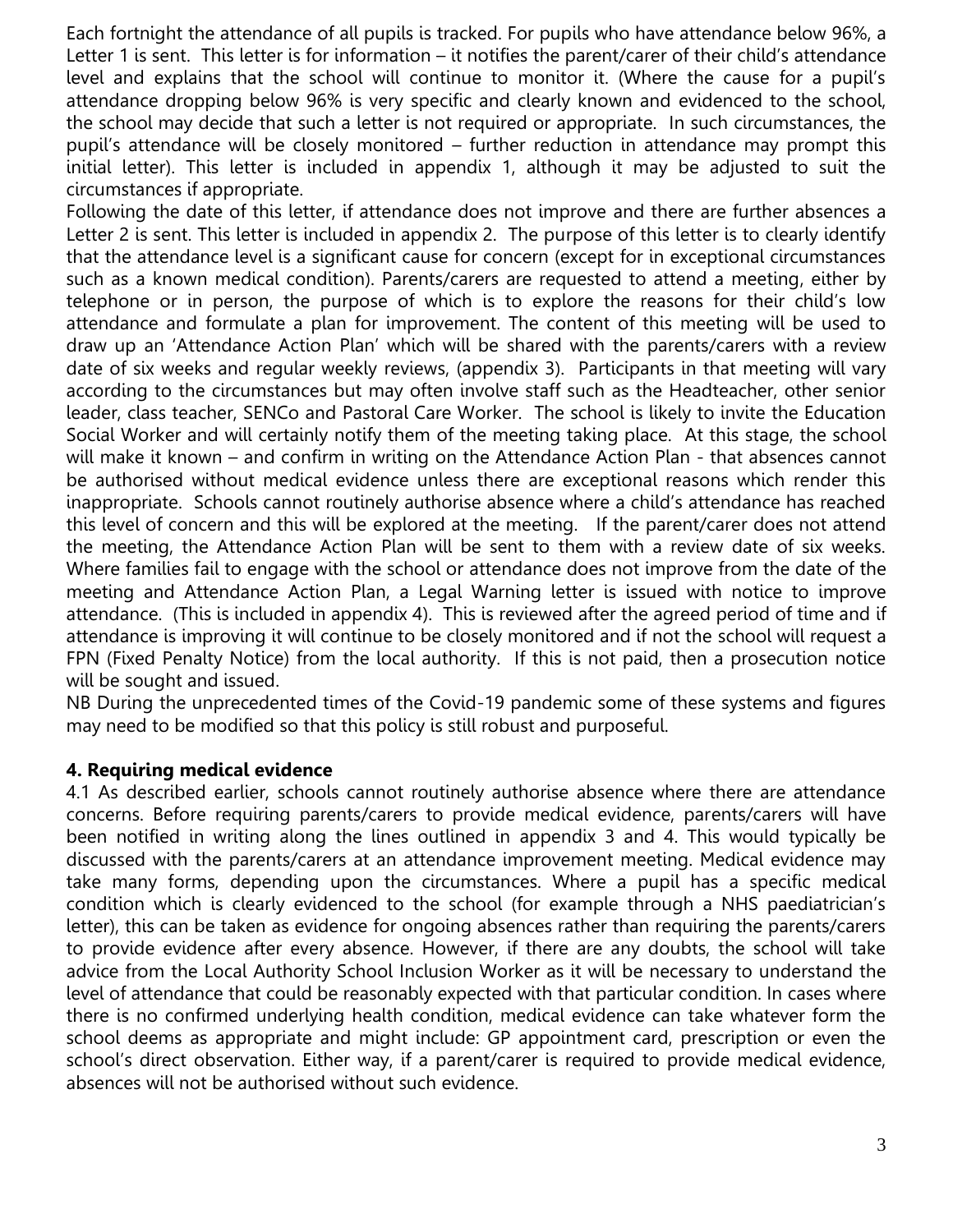Each fortnight the attendance of all pupils is tracked. For pupils who have attendance below 96%, a Letter 1 is sent. This letter is for information – it notifies the parent/carer of their child's attendance level and explains that the school will continue to monitor it. (Where the cause for a pupil's attendance dropping below 96% is very specific and clearly known and evidenced to the school, the school may decide that such a letter is not required or appropriate. In such circumstances, the pupil's attendance will be closely monitored – further reduction in attendance may prompt this initial letter). This letter is included in appendix 1, although it may be adjusted to suit the circumstances if appropriate.

Following the date of this letter, if attendance does not improve and there are further absences a Letter 2 is sent. This letter is included in appendix 2. The purpose of this letter is to clearly identify that the attendance level is a significant cause for concern (except for in exceptional circumstances such as a known medical condition). Parents/carers are requested to attend a meeting, either by telephone or in person, the purpose of which is to explore the reasons for their child's low attendance and formulate a plan for improvement. The content of this meeting will be used to draw up an 'Attendance Action Plan' which will be shared with the parents/carers with a review date of six weeks and regular weekly reviews, (appendix 3). Participants in that meeting will vary according to the circumstances but may often involve staff such as the Headteacher, other senior leader, class teacher, SENCo and Pastoral Care Worker. The school is likely to invite the Education Social Worker and will certainly notify them of the meeting taking place. At this stage, the school will make it known – and confirm in writing on the Attendance Action Plan - that absences cannot be authorised without medical evidence unless there are exceptional reasons which render this inappropriate. Schools cannot routinely authorise absence where a child's attendance has reached this level of concern and this will be explored at the meeting. If the parent/carer does not attend the meeting, the Attendance Action Plan will be sent to them with a review date of six weeks. Where families fail to engage with the school or attendance does not improve from the date of the meeting and Attendance Action Plan, a Legal Warning letter is issued with notice to improve attendance. (This is included in appendix 4). This is reviewed after the agreed period of time and if attendance is improving it will continue to be closely monitored and if not the school will request a FPN (Fixed Penalty Notice) from the local authority. If this is not paid, then a prosecution notice will be sought and issued.

NB During the unprecedented times of the Covid-19 pandemic some of these systems and figures may need to be modified so that this policy is still robust and purposeful.

## 4. Requiring medical evidence

4.1 As described earlier, schools cannot routinely authorise absence where there are attendance concerns. Before requiring parents/carers to provide medical evidence, parents/carers will have been notified in writing along the lines outlined in appendix 3 and 4. This would typically be discussed with the parents/carers at an attendance improvement meeting. Medical evidence may take many forms, depending upon the circumstances. Where a pupil has a specific medical condition which is clearly evidenced to the school (for example through a NHS paediatrician's letter), this can be taken as evidence for ongoing absences rather than requiring the parents/carers to provide evidence after every absence. However, if there are any doubts, the school will take advice from the Local Authority School Inclusion Worker as it will be necessary to understand the level of attendance that could be reasonably expected with that particular condition. In cases where there is no confirmed underlying health condition, medical evidence can take whatever form the school deems as appropriate and might include: GP appointment card, prescription or even the school's direct observation. Either way, if a parent/carer is required to provide medical evidence, absences will not be authorised without such evidence.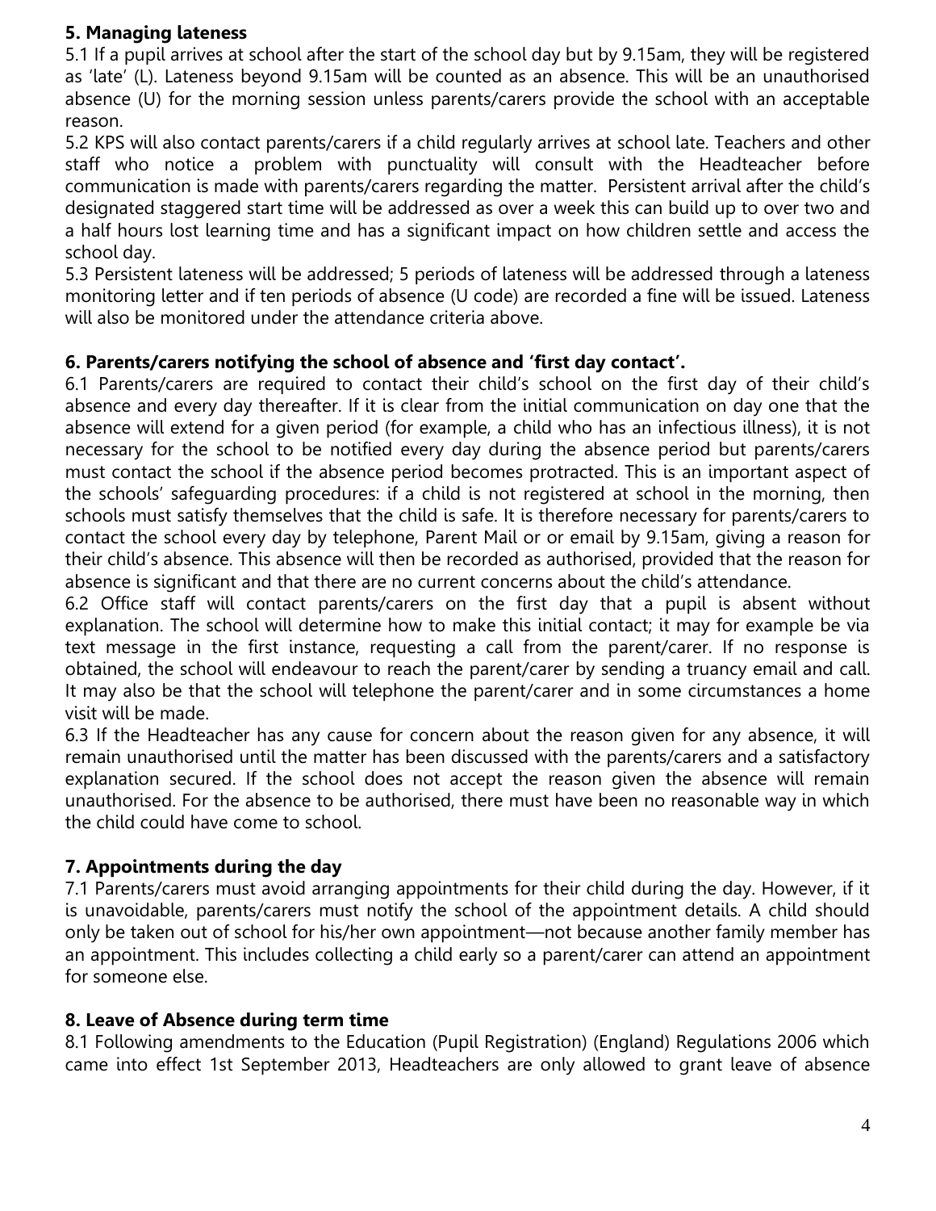## 5. Managing lateness

5.1 If a pupil arrives at school after the start of the school day but by 9.15am, they will be registered as 'late' (L). Lateness beyond 9.15am will be counted as an absence. This will be an unauthorised absence (U) for the morning session unless parents/carers provide the school with an acceptable reason.

5.2 KPS will also contact parents/carers if a child regularly arrives at school late. Teachers and other staff who notice a problem with punctuality will consult with the Headteacher before communication is made with parents/carers regarding the matter. Persistent arrival after the child's designated staggered start time will be addressed as over a week this can build up to over two and a half hours lost learning time and has a significant impact on how children settle and access the school day.

5.3 Persistent lateness will be addressed; 5 periods of lateness will be addressed through a lateness monitoring letter and if ten periods of absence (U code) are recorded a fine will be issued. Lateness will also be monitored under the attendance criteria above.

## 6. Parents/carers notifying the school of absence and 'first day contact'.

6.1 Parents/carers are required to contact their child's school on the first day of their child's absence and every day thereafter. If it is clear from the initial communication on day one that the absence will extend for a given period (for example, a child who has an infectious illness), it is not necessary for the school to be notified every day during the absence period but parents/carers must contact the school if the absence period becomes protracted. This is an important aspect of the schools' safeguarding procedures: if a child is not registered at school in the morning, then schools must satisfy themselves that the child is safe. It is therefore necessary for parents/carers to contact the school every day by telephone, Parent Mail or or email by 9.15am, giving a reason for their child's absence. This absence will then be recorded as authorised, provided that the reason for absence is significant and that there are no current concerns about the child's attendance.

6.2 Office staff will contact parents/carers on the first day that a pupil is absent without explanation. The school will determine how to make this initial contact; it may for example be via text message in the first instance, requesting a call from the parent/carer. If no response is obtained, the school will endeavour to reach the parent/carer by sending a truancy email and call. It may also be that the school will telephone the parent/carer and in some circumstances a home visit will be made.

6.3 If the Headteacher has any cause for concern about the reason given for any absence, it will remain unauthorised until the matter has been discussed with the parents/carers and a satisfactory explanation secured. If the school does not accept the reason given the absence will remain unauthorised. For the absence to be authorised, there must have been no reasonable way in which the child could have come to school.

## 7. Appointments during the day

7.1 Parents/carers must avoid arranging appointments for their child during the day. However, if it is unavoidable, parents/carers must notify the school of the appointment details. A child should only be taken out of school for his/her own appointment—not because another family member has an appointment. This includes collecting a child early so a parent/carer can attend an appointment for someone else.

## 8. Leave of Absence during term time

8.1 Following amendments to the Education (Pupil Registration) (England) Regulations 2006 which came into effect 1st September 2013, Headteachers are only allowed to grant leave of absence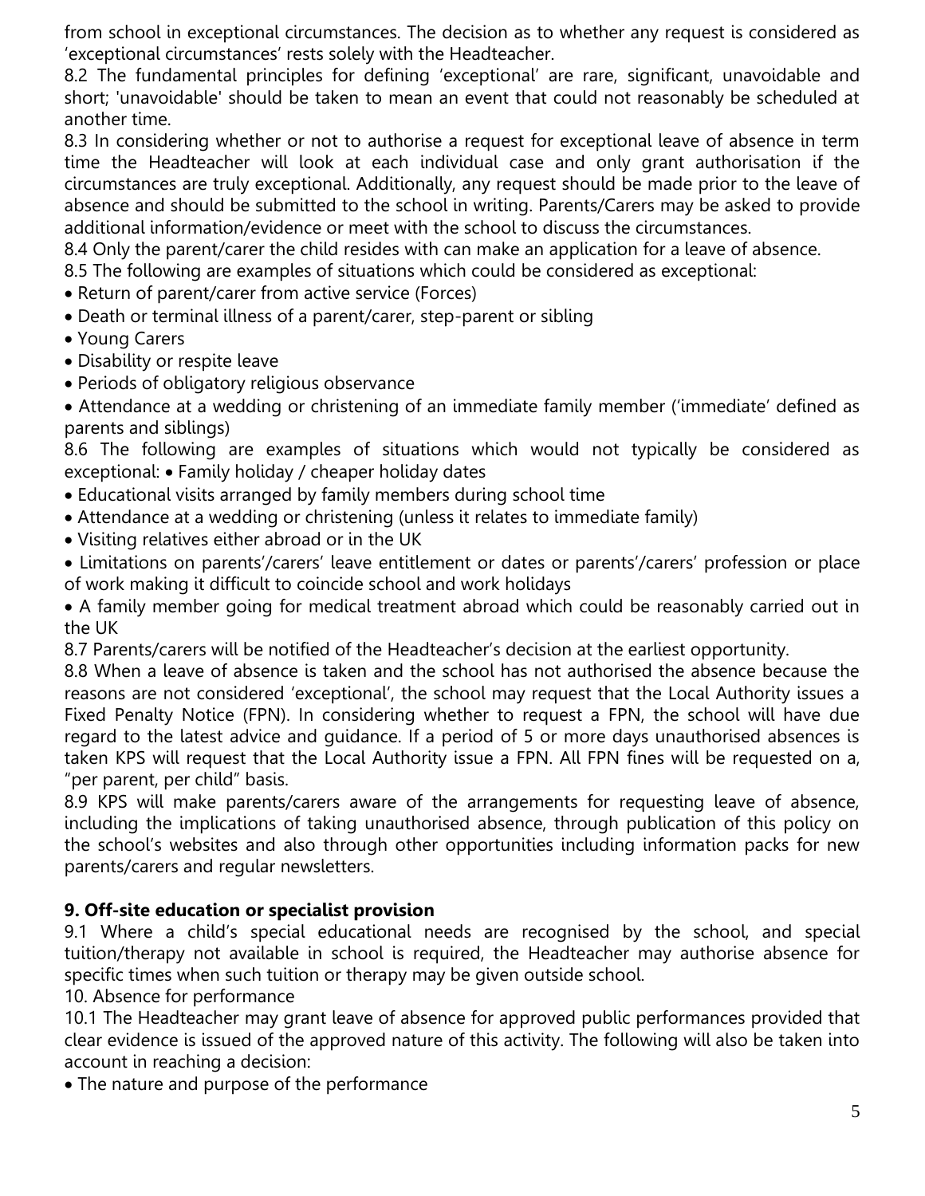from school in exceptional circumstances. The decision as to whether any request is considered as 'exceptional circumstances' rests solely with the Headteacher.

8.2 The fundamental principles for defining 'exceptional' are rare, significant, unavoidable and short; 'unavoidable' should be taken to mean an event that could not reasonably be scheduled at another time.

8.3 In considering whether or not to authorise a request for exceptional leave of absence in term time the Headteacher will look at each individual case and only grant authorisation if the circumstances are truly exceptional. Additionally, any request should be made prior to the leave of absence and should be submitted to the school in writing. Parents/Carers may be asked to provide additional information/evidence or meet with the school to discuss the circumstances.

8.4 Only the parent/carer the child resides with can make an application for a leave of absence.

8.5 The following are examples of situations which could be considered as exceptional:

- Return of parent/carer from active service (Forces)
- Death or terminal illness of a parent/carer, step-parent or sibling
- Young Carers
- Disability or respite leave
- Periods of obligatory religious observance
- Attendance at a wedding or christening of an immediate family member ('immediate' defined as parents and siblings)

8.6 The following are examples of situations which would not typically be considered as exceptional:

- Family holiday / cheaper holiday dates
- Educational visits arranged by family members during school time
- Attendance at a wedding or christening (unless it relates to immediate family)
- Visiting relatives either abroad or in the UK
- Limitations on parents'/carers' leave entitlement or dates or parents'/carers' profession or place of work making it difficult to coincide school and work holidays
- A family member going for medical treatment abroad which could be reasonably carried out in the UK

8.7 Parents/carers will be notified of the Headteacher's decision at the earliest opportunity.

8.8 When a leave of absence is taken and the school has not authorised the absence because the reasons are not considered 'exceptional', the school may request that the Local Authority issues a Fixed Penalty Notice (FPN). In considering whether to request a FPN, the school will have due regard to the latest advice and guidance. If a period of 5 or more days unauthorised absences is taken KPS will request that the Local Authority issue a FPN. All FPN fines will be requested on a, "per parent, per child" basis.

8.9 KPS will make parents/carers aware of the arrangements for requesting leave of absence, including the implications of taking unauthorised absence, through publication of this policy on the school's websites and also through other opportunities including information packs for new parents/carers and regular newsletters.

**9. Off-site education or specialist provision**

9.1 Where a child's special educational needs are recognised by the school, and special tuition/therapy not available in school is required, the Headteacher may authorise absence for specific times when such tuition or therapy may be given outside school.

10. Absence for performance

10.1 The Headteacher may grant leave of absence for approved public performances provided that clear evidence is issued of the approved nature of this activity. The following will also be taken into account in reaching a decision:

- The nature and purpose of the performance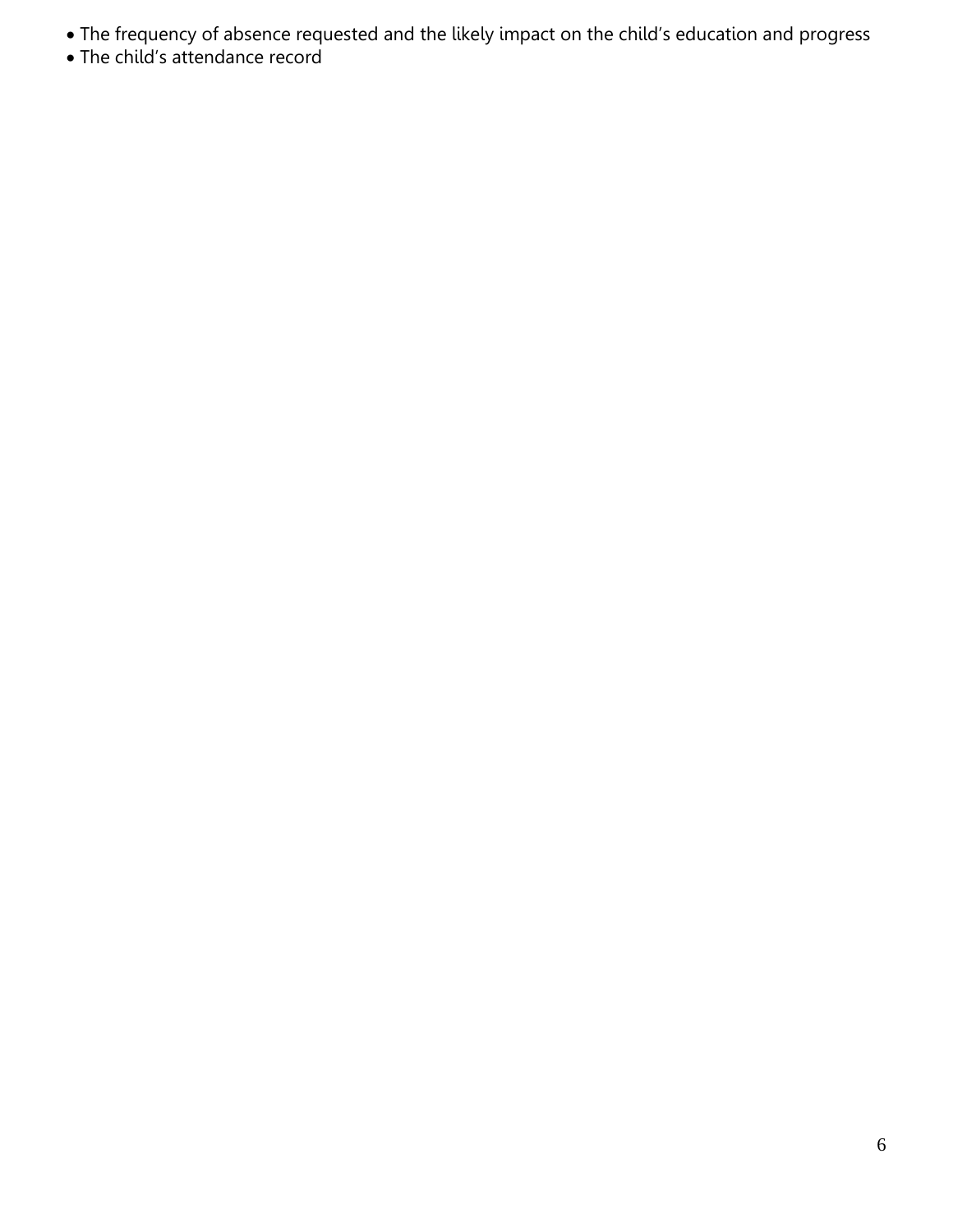- The frequency of absence requested and the likely impact on the child's education and progress
- The child's attendance record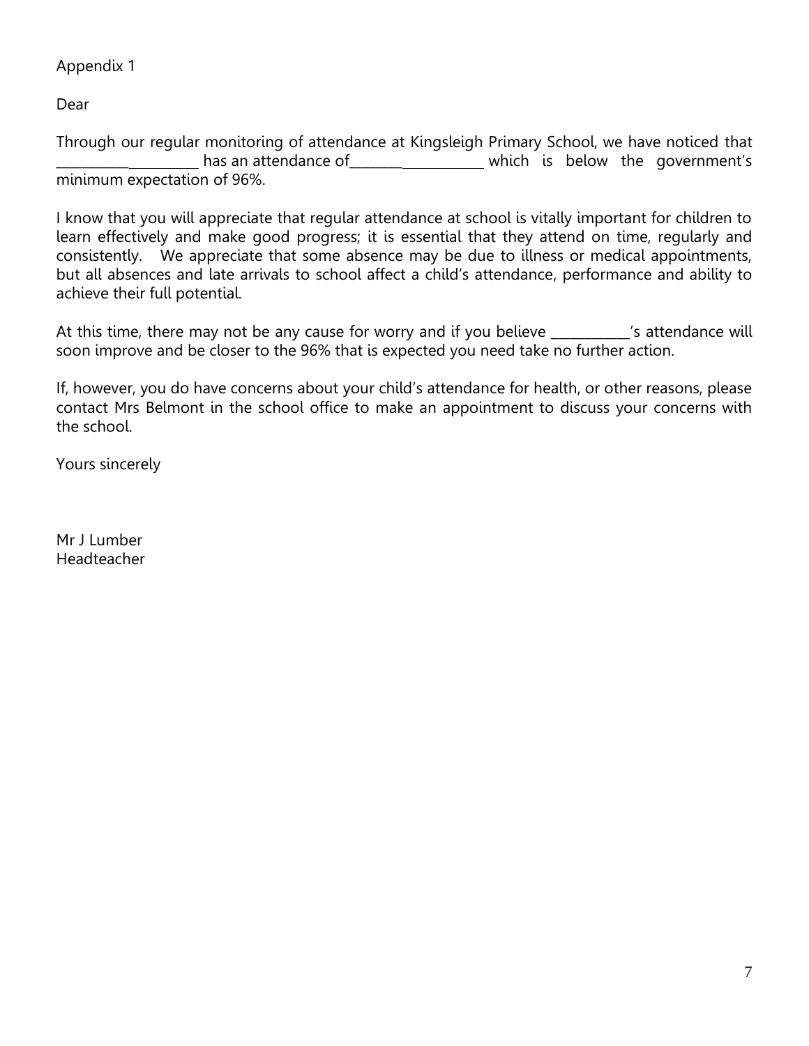Appendix 1

Dear

Through our regular monitoring of attendance at Kingsleigh Primary School, we have noticed that ____________________ has an attendance of____________________ which is below the government's minimum expectation of 96%.

I know that you will appreciate that regular attendance at school is vitally important for children to learn effectively and make good progress; it is essential that they attend on time, regularly and consistently. We appreciate that some absence may be due to illness or medical appointments, but all absences and late arrivals to school affect a child's attendance, performance and ability to achieve their full potential.

At this time, there may not be any cause for worry and if you believe ___________'s attendance will soon improve and be closer to the 96% that is expected you need take no further action.

If, however, you do have concerns about your child's attendance for health, or other reasons, please contact Mrs Belmont in the school office to make an appointment to discuss your concerns with the school.

Yours sincerely

Mr J Lumber
Headteacher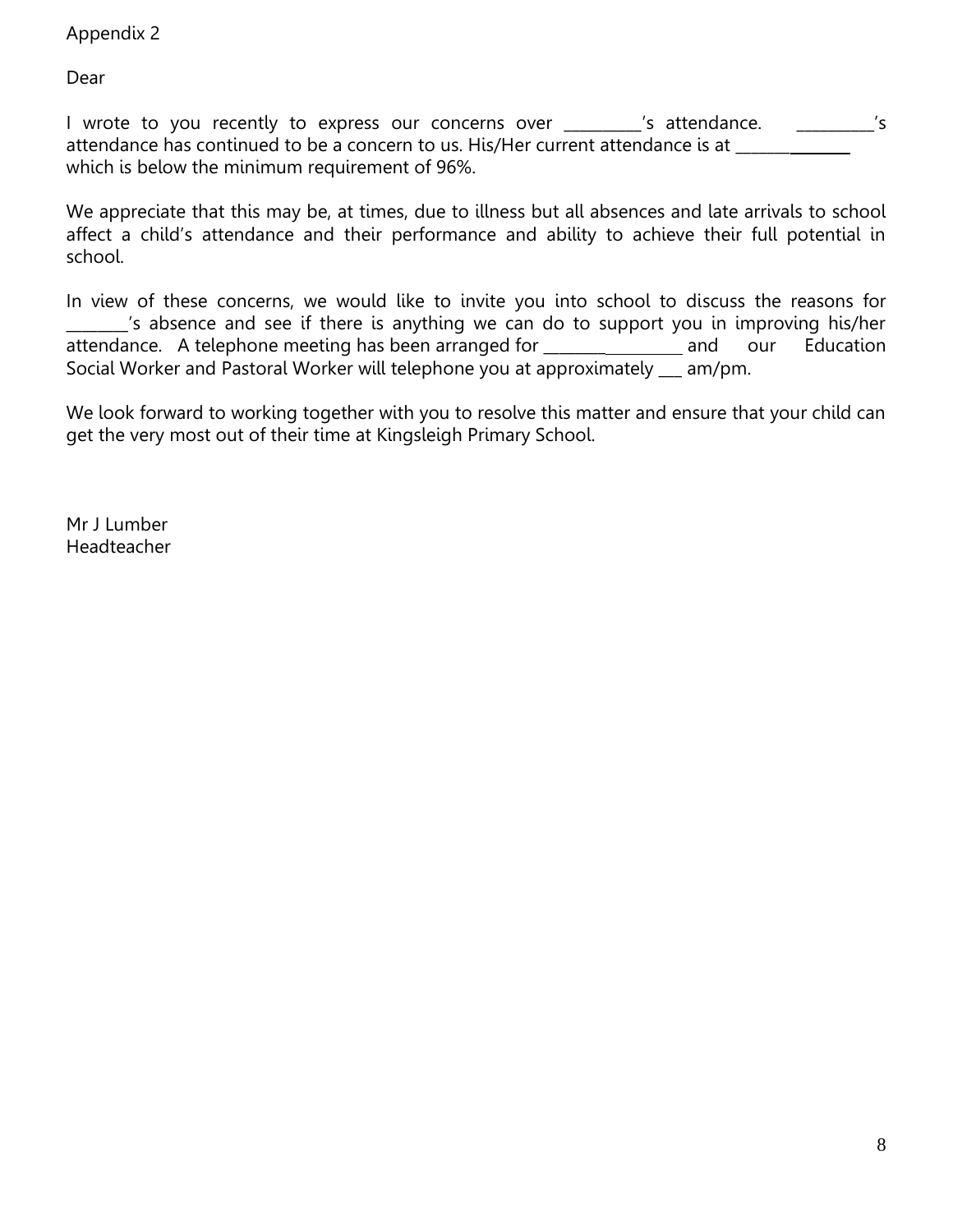Appendix 2

Dear

I wrote to you recently to express our concerns over __________'s attendance. __________'s attendance has continued to be a concern to us. His/Her current attendance is at _______________ which is below the minimum requirement of 96%.

We appreciate that this may be, at times, due to illness but all absences and late arrivals to school affect a child's attendance and their performance and ability to achieve their full potential in school.

In view of these concerns, we would like to invite you into school to discuss the reasons for ________'s absence and see if there is anything we can do to support you in improving his/her attendance. A telephone meeting has been arranged for __________________ and our Education Social Worker and Pastoral Worker will telephone you at approximately ___ am/pm.

We look forward to working together with you to resolve this matter and ensure that your child can get the very most out of their time at Kingsleigh Primary School.

Mr J Lumber
Headteacher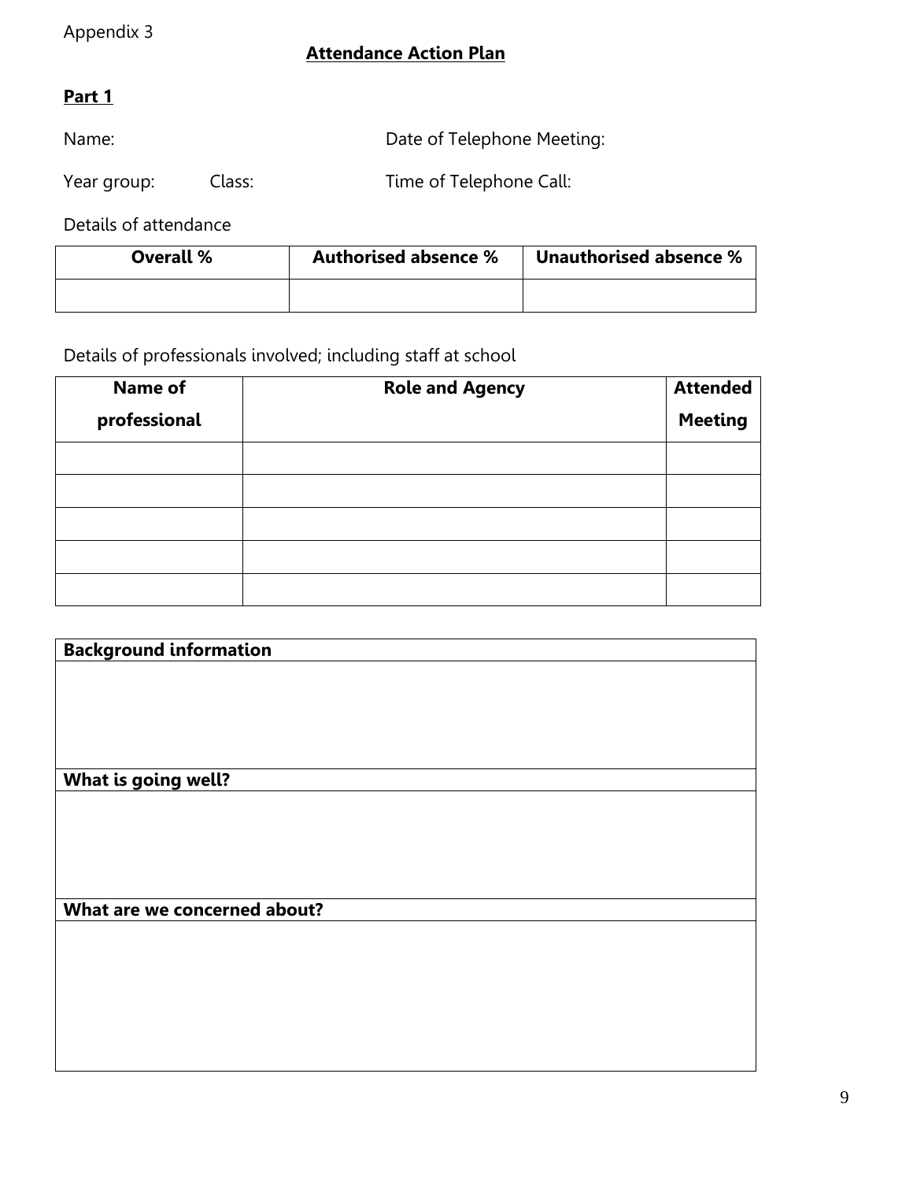Appendix 3

## Attendance Action Plan

**Part 1**

Name: Date of Telephone Meeting:

Year group: Class: Time of Telephone Call:

Details of attendance

| Overall % | Authorised absence % | Unauthorised absence % |
|---|---|---|
| | | |

Details of professionals involved; including staff at school

| Name of professional | Role and Agency | Attended Meeting |
|---|---|---|
| | | |
| | | |
| | | |
| | | |
| | | |

| Background information |
|---|
| |
| **What is going well?** |
| |
| **What are we concerned about?** |
| |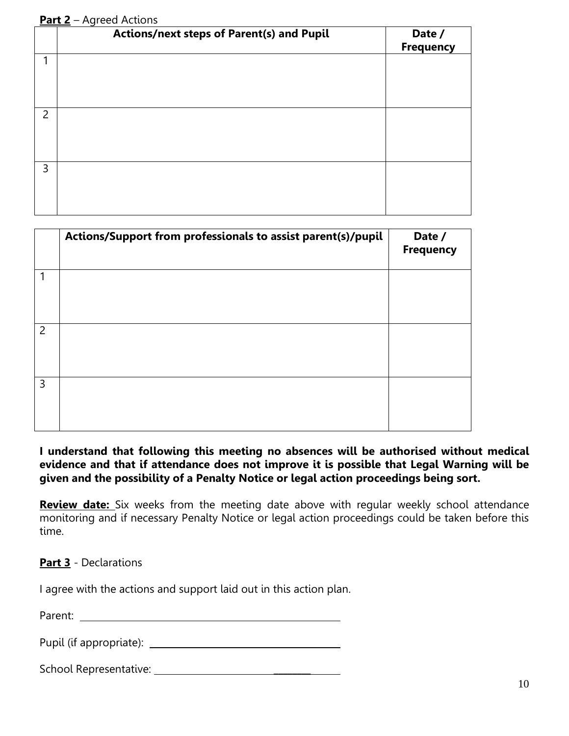**Part 2** – Agreed Actions

| | Actions/next steps of Parent(s) and Pupil | Date / Frequency |
|---|---|---|
| 1 | | |
| 2 | | |
| 3 | | |

| | Actions/Support from professionals to assist parent(s)/pupil | Date / Frequency |
|---|---|---|
| 1 | | |
| 2 | | |
| 3 | | |

**I understand that following this meeting no absences will be authorised without medical evidence and that if attendance does not improve it is possible that Legal Warning will be given and the possibility of a Penalty Notice or legal action proceedings being sort.**

**Review date:** Six weeks from the meeting date above with regular weekly school attendance monitoring and if necessary Penalty Notice or legal action proceedings could be taken before this time.

**Part 3** - Declarations

I agree with the actions and support laid out in this action plan.

Parent: ______________________________

Pupil (if appropriate): ______________________________

School Representative: ______________________________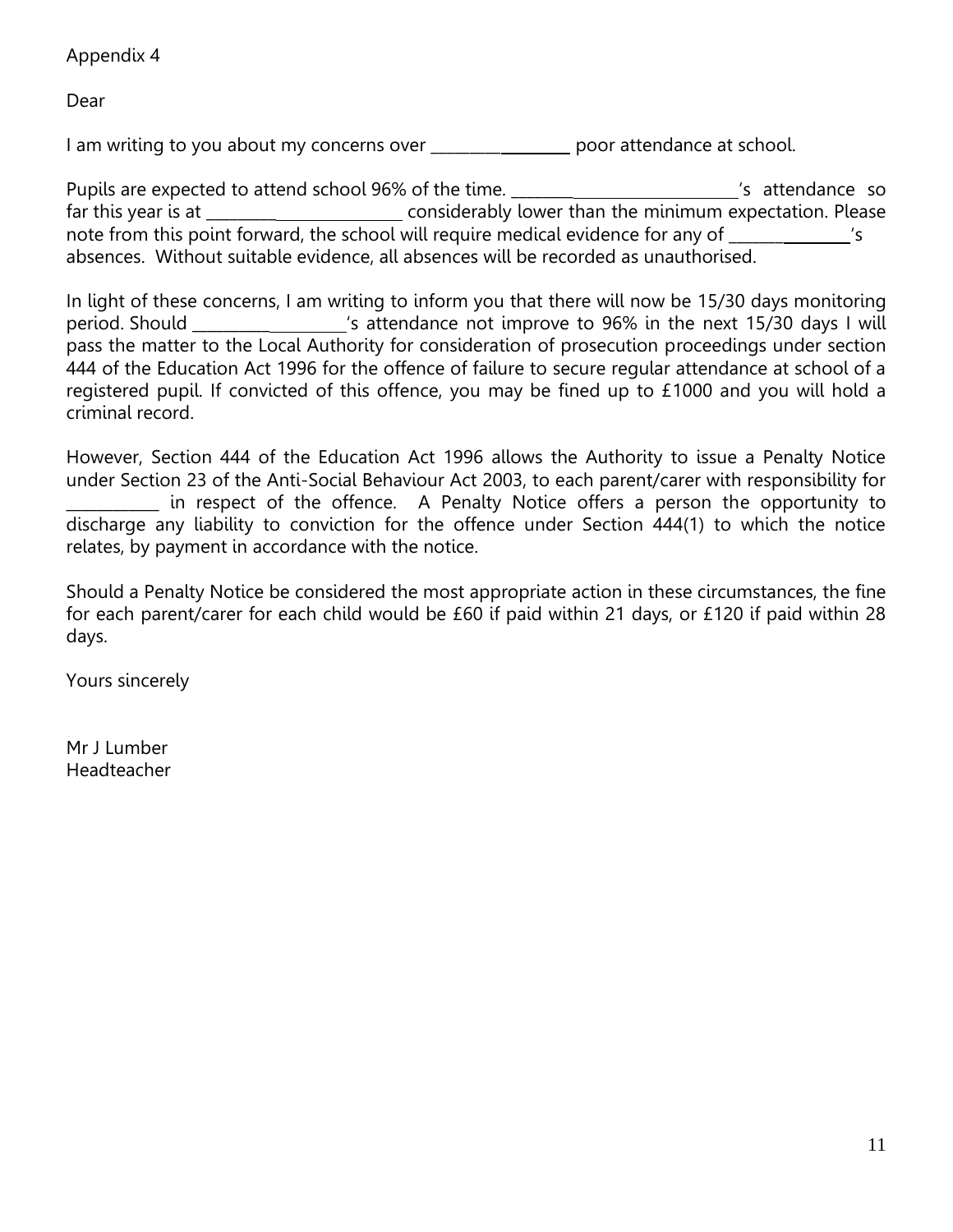Appendix 4

Dear

I am writing to you about my concerns over ________________ poor attendance at school.

Pupils are expected to attend school 96% of the time. ____________________________'s attendance so far this year is at ________________________ considerably lower than the minimum expectation. Please note from this point forward, the school will require medical evidence for any of ______________'s absences. Without suitable evidence, all absences will be recorded as unauthorised.

In light of these concerns, I am writing to inform you that there will now be 15/30 days monitoring period. Should __________________'s attendance not improve to 96% in the next 15/30 days I will pass the matter to the Local Authority for consideration of prosecution proceedings under section 444 of the Education Act 1996 for the offence of failure to secure regular attendance at school of a registered pupil. If convicted of this offence, you may be fined up to £1000 and you will hold a criminal record.

However, Section 444 of the Education Act 1996 allows the Authority to issue a Penalty Notice under Section 23 of the Anti-Social Behaviour Act 2003, to each parent/carer with responsibility for ___________ in respect of the offence. A Penalty Notice offers a person the opportunity to discharge any liability to conviction for the offence under Section 444(1) to which the notice relates, by payment in accordance with the notice.

Should a Penalty Notice be considered the most appropriate action in these circumstances, the fine for each parent/carer for each child would be £60 if paid within 21 days, or £120 if paid within 28 days.

Yours sincerely

Mr J Lumber
Headteacher